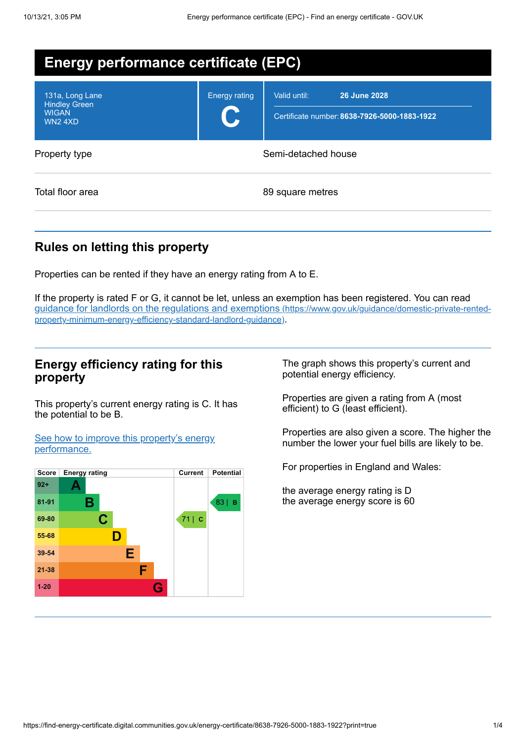# Energy performance certificate (EPC)

| | | |
|---|---|---|
| 131a, Long Lane<br>Hindley Green<br>WIGAN<br>WN2 4XD | Energy rating<br>**C** | Valid until: **26 June 2028**<br>Certificate number: **8638-7926-5000-1883-1922** |

| | |
|---|---|
| Property type | Semi-detached house |
| Total floor area | 89 square metres |

## Rules on letting this property

Properties can be rented if they have an energy rating from A to E.

If the property is rated F or G, it cannot be let, unless an exemption has been registered. You can read guidance for landlords on the regulations and exemptions (https://www.gov.uk/guidance/domestic-private-rented-property-minimum-energy-efficiency-standard-landlord-guidance).

## Energy efficiency rating for this property

This property's current energy rating is C. It has the potential to be B.

See how to improve this property's energy performance.

| Score | Energy rating | Current | Potential |
|---|---|---|---|
| 92+ | A | | |
| 81-91 | B | | 83 \| B |
| 69-80 | C | 71 \| C | |
| 55-68 | D | | |
| 39-54 | E | | |
| 21-38 | F | | |
| 1-20 | G | | |

The graph shows this property's current and potential energy efficiency.

Properties are given a rating from A (most efficient) to G (least efficient).

Properties are also given a score. The higher the number the lower your fuel bills are likely to be.

For properties in England and Wales:

the average energy rating is D
the average energy score is 60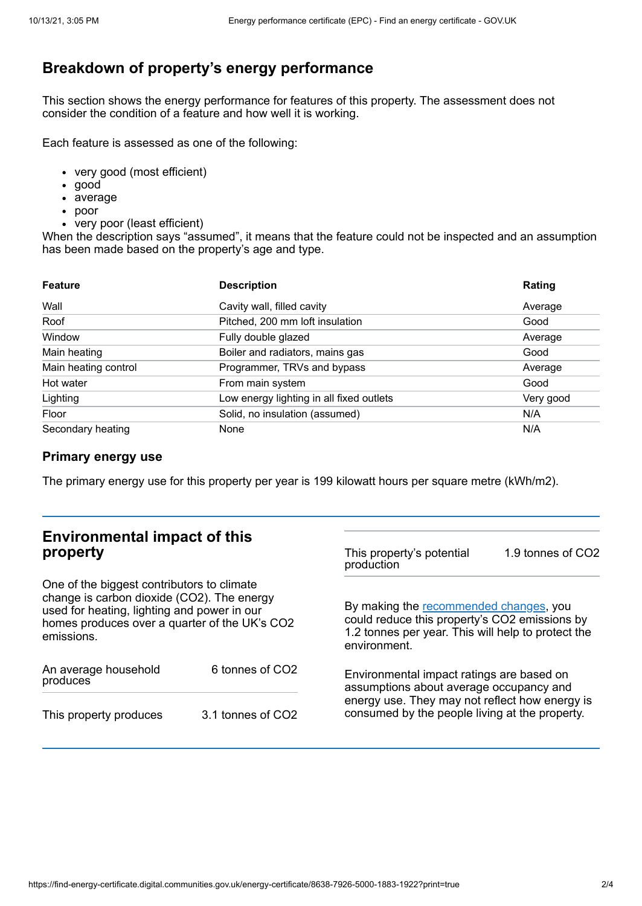## Breakdown of property's energy performance

This section shows the energy performance for features of this property. The assessment does not consider the condition of a feature and how well it is working.

Each feature is assessed as one of the following:

- very good (most efficient)
- good
- average
- poor
- very poor (least efficient)

When the description says "assumed", it means that the feature could not be inspected and an assumption has been made based on the property's age and type.

| Feature | Description | Rating |
| --- | --- | --- |
| Wall | Cavity wall, filled cavity | Average |
| Roof | Pitched, 200 mm loft insulation | Good |
| Window | Fully double glazed | Average |
| Main heating | Boiler and radiators, mains gas | Good |
| Main heating control | Programmer, TRVs and bypass | Average |
| Hot water | From main system | Good |
| Lighting | Low energy lighting in all fixed outlets | Very good |
| Floor | Solid, no insulation (assumed) | N/A |
| Secondary heating | None | N/A |

### Primary energy use

The primary energy use for this property per year is 199 kilowatt hours per square metre (kWh/m2).

## Environmental impact of this property

One of the biggest contributors to climate change is carbon dioxide ($CO_2$). The energy used for heating, lighting and power in our homes produces over a quarter of the UK's $CO_2$ emissions.

| | |
| --- | --- |
| An average household produces | 6 tonnes of $CO_2$ |
| This property produces | 3.1 tonnes of $CO_2$ |
| This property's potential production | 1.9 tonnes of $CO_2$ |

By making the recommended changes, you could reduce this property's $CO_2$ emissions by 1.2 tonnes per year. This will help to protect the environment.

Environmental impact ratings are based on assumptions about average occupancy and energy use. They may not reflect how energy is consumed by the people living at the property.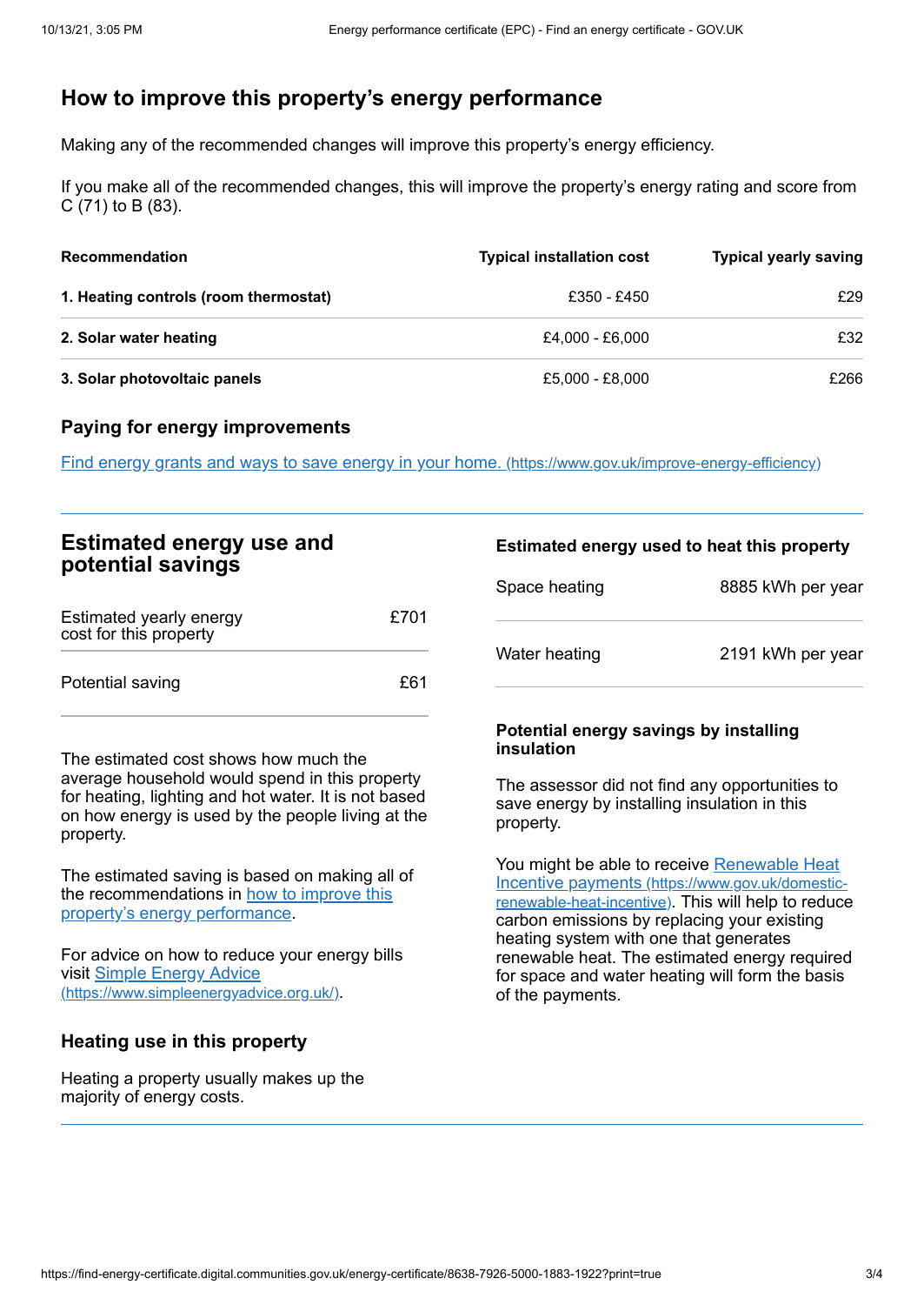## How to improve this property's energy performance

Making any of the recommended changes will improve this property's energy efficiency.

If you make all of the recommended changes, this will improve the property's energy rating and score from C (71) to B (83).

| Recommendation | Typical installation cost | Typical yearly saving |
| --- | --- | --- |
| **1. Heating controls (room thermostat)** | £350 - £450 | £29 |
| **2. Solar water heating** | £4,000 - £6,000 | £32 |
| **3. Solar photovoltaic panels** | £5,000 - £8,000 | £266 |

### Paying for energy improvements

[Find energy grants and ways to save energy in your home.](https://www.gov.uk/improve-energy-efficiency) (https://www.gov.uk/improve-energy-efficiency)

## Estimated energy use and potential savings

| | |
| --- | --- |
| Estimated yearly energy cost for this property | £701 |
| Potential saving | £61 |

The estimated cost shows how much the average household would spend in this property for heating, lighting and hot water. It is not based on how energy is used by the people living at the property.

The estimated saving is based on making all of the recommendations in [how to improve this property's energy performance](#).

For advice on how to reduce your energy bills visit [Simple Energy Advice](https://www.simpleenergyadvice.org.uk/) (https://www.simpleenergyadvice.org.uk/).

### Heating use in this property

Heating a property usually makes up the majority of energy costs.

### Estimated energy used to heat this property

| | |
| --- | --- |
| Space heating | 8885 kWh per year |
| Water heating | 2191 kWh per year |

### Potential energy savings by installing insulation

The assessor did not find any opportunities to save energy by installing insulation in this property.

You might be able to receive [Renewable Heat Incentive payments](https://www.gov.uk/domestic-renewable-heat-incentive) (https://www.gov.uk/domestic-renewable-heat-incentive). This will help to reduce carbon emissions by replacing your existing heating system with one that generates renewable heat. The estimated energy required for space and water heating will form the basis of the payments.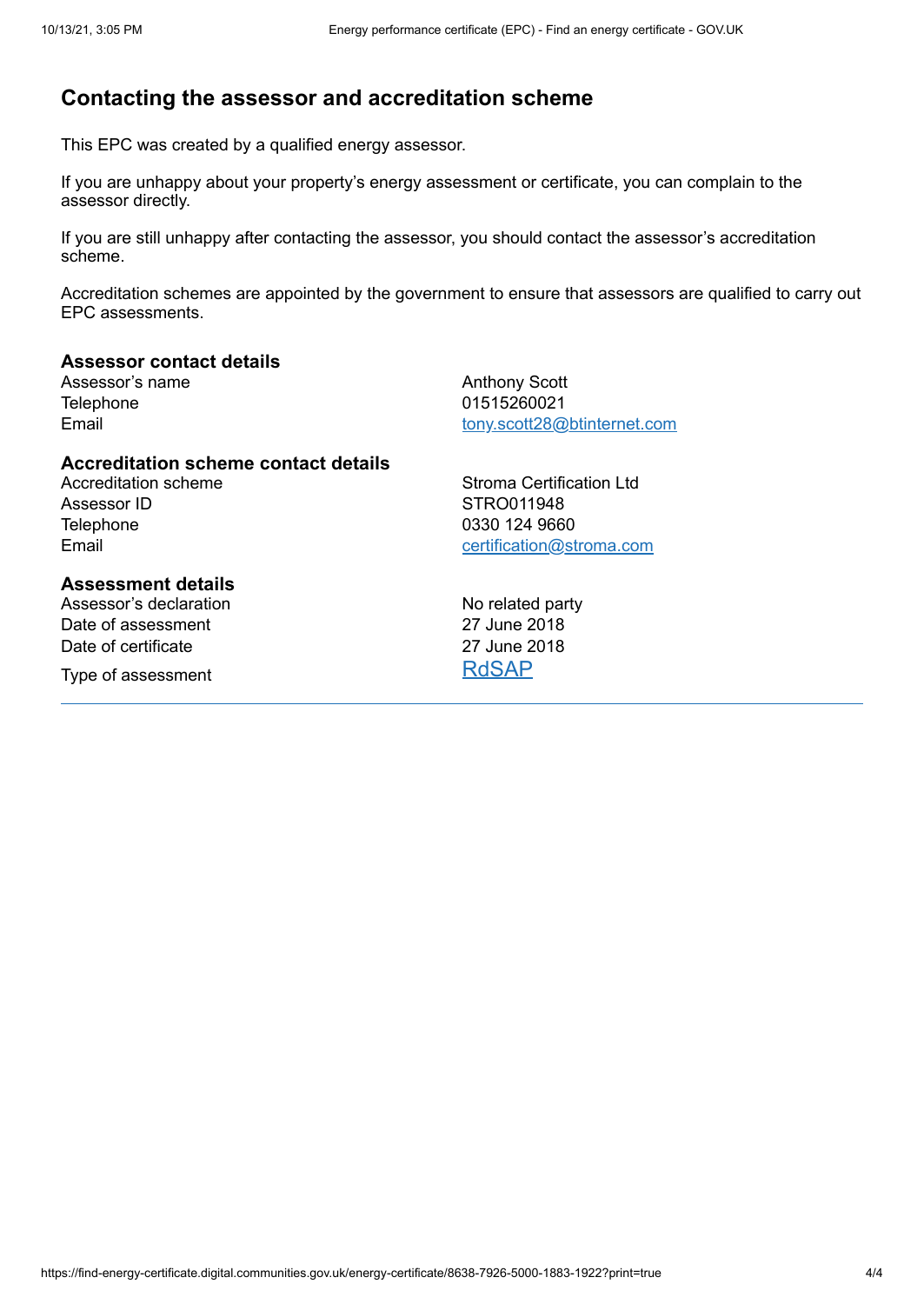## Contacting the assessor and accreditation scheme

This EPC was created by a qualified energy assessor.

If you are unhappy about your property's energy assessment or certificate, you can complain to the assessor directly.

If you are still unhappy after contacting the assessor, you should contact the assessor's accreditation scheme.

Accreditation schemes are appointed by the government to ensure that assessors are qualified to carry out EPC assessments.

### Assessor contact details

| | |
|---|---|
| Assessor's name | Anthony Scott |
| Telephone | 01515260021 |
| Email | tony.scott28@btinternet.com |

### Accreditation scheme contact details

| | |
|---|---|
| Accreditation scheme | Stroma Certification Ltd |
| Assessor ID | STRO011948 |
| Telephone | 0330 124 9660 |
| Email | certification@stroma.com |

### Assessment details

| | |
|---|---|
| Assessor's declaration | No related party |
| Date of assessment | 27 June 2018 |
| Date of certificate | 27 June 2018 |
| Type of assessment | RdSAP |